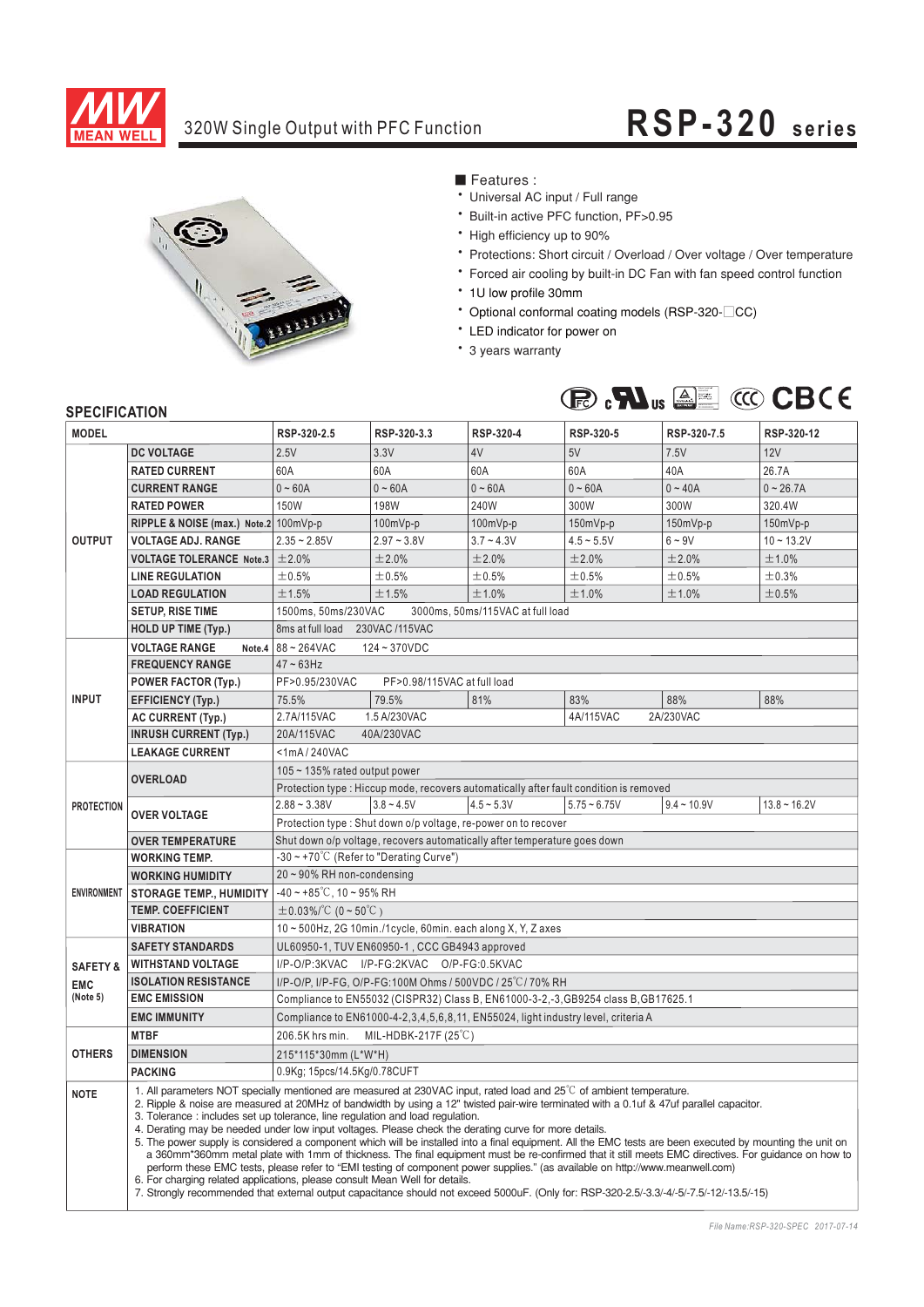# 320W Single Output with PFC Function — RSP-320 series

■ Features :

- Universal AC input / Full range
- Built-in active PFC function, PF>0.95
- High efficiency up to 90%
- Protections: Short circuit / Overload / Over voltage / Over temperature
- Forced air cooling by built-in DC Fan with fan speed control function
- 1U low profile 30mm
- Optional conformal coating models (RSP-320-□CC)
- LED indicator for power on
- 3 years warranty

## SPECIFICATION

| MODEL | | RSP-320-2.5 | RSP-320-3.3 | RSP-320-4 | RSP-320-5 | RSP-320-7.5 | RSP-320-12 |
|---|---|---|---|---|---|---|---|
| OUTPUT | DC VOLTAGE | 2.5V | 3.3V | 4V | 5V | 7.5V | 12V |
| | RATED CURRENT | 60A | 60A | 60A | 60A | 40A | 26.7A |
| | CURRENT RANGE | 0 ~ 60A | 0 ~ 60A | 0 ~ 60A | 0 ~ 60A | 0 ~ 40A | 0 ~ 26.7A |
| | RATED POWER | 150W | 198W | 240W | 300W | 300W | 320.4W |
| | RIPPLE & NOISE (max.) Note.2 | 100mVp-p | 100mVp-p | 100mVp-p | 150mVp-p | 150mVp-p | 150mVp-p |
| | VOLTAGE ADJ. RANGE | 2.35 ~ 2.85V | 2.97 ~ 3.8V | 3.7 ~ 4.3V | 4.5 ~ 5.5V | 6 ~ 9V | 10 ~ 13.2V |
| | VOLTAGE TOLERANCE Note.3 | ±2.0% | ±2.0% | ±2.0% | ±2.0% | ±2.0% | ±1.0% |
| | LINE REGULATION | ±0.5% | ±0.5% | ±0.5% | ±0.5% | ±0.5% | ±0.3% |
| | LOAD REGULATION | ±1.5% | ±1.5% | ±1.0% | ±1.0% | ±1.0% | ±0.5% |
| | SETUP, RISE TIME | 1500ms, 50ms/230VAC 3000ms, 50ms/115VAC at full load | | | | | |
| | HOLD UP TIME (Typ.) | 8ms at full load 230VAC /115VAC | | | | | |
| INPUT | VOLTAGE RANGE Note.4 | 88 ~ 264VAC 124 ~ 370VDC | | | | | |
| | FREQUENCY RANGE | 47 ~ 63Hz | | | | | |
| | POWER FACTOR (Typ.) | PF>0.95/230VAC PF>0.98/115VAC at full load | | | | | |
| | EFFICIENCY (Typ.) | 75.5% | 79.5% | 81% | 83% | 88% | 88% |
| | AC CURRENT (Typ.) | 2.7A/115VAC 1.5 A/230VAC | | | 4A/115VAC 2A/230VAC | | |
| | INRUSH CURRENT (Typ.) | 20A/115VAC 40A/230VAC | | | | | |
| | LEAKAGE CURRENT | <1mA / 240VAC | | | | | |
| PROTECTION | OVERLOAD | 105 ~ 135% rated output power | | | | | |
| | | Protection type : Hiccup mode, recovers automatically after fault condition is removed | | | | | |
| | OVER VOLTAGE | 2.88 ~ 3.38V | 3.8 ~ 4.5V | 4.5 ~ 5.3V | 5.75 ~ 6.75V | 9.4 ~ 10.9V | 13.8 ~ 16.2V |
| | | Protection type : Shut down o/p voltage, re-power on to recover | | | | | |
| | OVER TEMPERATURE | Shut down o/p voltage, recovers automatically after temperature goes down | | | | | |
| ENVIRONMENT | WORKING TEMP. | -30 ~ +70℃ (Refer to "Derating Curve") | | | | | |
| | WORKING HUMIDITY | 20 ~ 90% RH non-condensing | | | | | |
| | STORAGE TEMP., HUMIDITY | -40 ~ +85℃, 10 ~ 95% RH | | | | | |
| | TEMP. COEFFICIENT | ±0.03%/℃ (0 ~ 50℃) | | | | | |
| | VIBRATION | 10 ~ 500Hz, 2G 10min./1cycle, 60min. each along X, Y, Z axes | | | | | |
| SAFETY & EMC (Note 5) | SAFETY STANDARDS | UL60950-1, TUV EN60950-1 , CCC GB4943 approved | | | | | |
| | WITHSTAND VOLTAGE | I/P-O/P:3KVAC I/P-FG:2KVAC O/P-FG:0.5KVAC | | | | | |
| | ISOLATION RESISTANCE | I/P-O/P, I/P-FG, O/P-FG:100M Ohms / 500VDC / 25℃/ 70% RH | | | | | |
| | EMC EMISSION | Compliance to EN55032 (CISPR32) Class B, EN61000-3-2,-3,GB9254 class B,GB17625.1 | | | | | |
| | EMC IMMUNITY | Compliance to EN61000-4-2,3,4,5,6,8,11, EN55024, light industry level, criteria A | | | | | |
| OTHERS | MTBF | 206.5K hrs min. MIL-HDBK-217F (25℃) | | | | | |
| | DIMENSION | 215*115*30mm (L*W*H) | | | | | |
| | PACKING | 0.9Kg; 15pcs/14.5Kg/0.78CUFT | | | | | |

**NOTE**

1. All parameters NOT specially mentioned are measured at 230VAC input, rated load and 25℃ of ambient temperature.
2. Ripple & noise are measured at 20MHz of bandwidth by using a 12" twisted pair-wire terminated with a 0.1uf & 47uf parallel capacitor.
3. Tolerance : includes set up tolerance, line regulation and load regulation.
4. Derating may be needed under low input voltages. Please check the derating curve for more details.
5. The power supply is considered a component which will be installed into a final equipment. All the EMC tests are been executed by mounting the unit on a 360mm*360mm metal plate with 1mm of thickness. The final equipment must be re-confirmed that it still meets EMC directives. For guidance on how to perform these EMC tests, please refer to "EMI testing of component power supplies." (as available on http://www.meanwell.com)
6. For charging related applications, please consult Mean Well for details.
7. Strongly recommended that external output capacitance should not exceed 5000uF. (Only for: RSP-320-2.5/-3.3/-4/-5/-7.5/-12/-13.5/-15)

File Name:RSP-320-SPEC 2017-07-14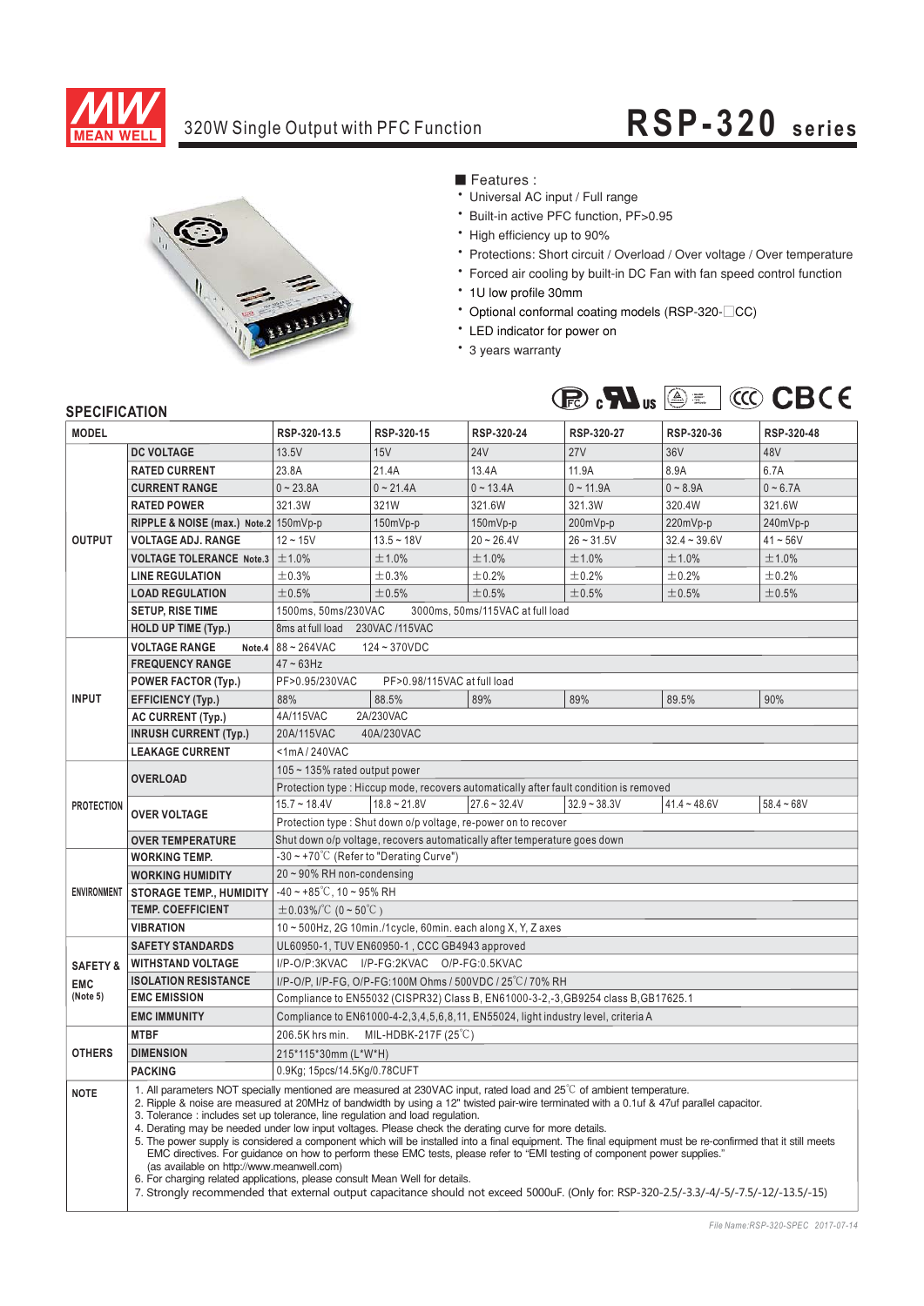MEAN WELL

320W Single Output with PFC Function

# RSP-320 series

■ Features :

- Universal AC input / Full range
- Built-in active PFC function, PF>0.95
- High efficiency up to 90%
- Protections: Short circuit / Overload / Over voltage / Over temperature
- Forced air cooling by built-in DC Fan with fan speed control function
- 1U low profile 30mm
- Optional conformal coating models (RSP-320-□CC)
- LED indicator for power on
- 3 years warranty

## SPECIFICATION

| MODEL | | RSP-320-13.5 | RSP-320-15 | RSP-320-24 | RSP-320-27 | RSP-320-36 | RSP-320-48 |
|---|---|---|---|---|---|---|---|
| OUTPUT | DC VOLTAGE | 13.5V | 15V | 24V | 27V | 36V | 48V |
| | RATED CURRENT | 23.8A | 21.4A | 13.4A | 11.9A | 8.9A | 6.7A |
| | CURRENT RANGE | 0 ~ 23.8A | 0 ~ 21.4A | 0 ~ 13.4A | 0 ~ 11.9A | 0 ~ 8.9A | 0 ~ 6.7A |
| | RATED POWER | 321.3W | 321W | 321.6W | 321.3W | 320.4W | 321.6W |
| | RIPPLE & NOISE (max.) Note.2 | 150mVp-p | 150mVp-p | 150mVp-p | 200mVp-p | 220mVp-p | 240mVp-p |
| | VOLTAGE ADJ. RANGE | 12 ~ 15V | 13.5 ~ 18V | 20 ~ 26.4V | 26 ~ 31.5V | 32.4 ~ 39.6V | 41 ~ 56V |
| | VOLTAGE TOLERANCE Note.3 | ±1.0% | ±1.0% | ±1.0% | ±1.0% | ±1.0% | ±1.0% |
| | LINE REGULATION | ±0.3% | ±0.3% | ±0.2% | ±0.2% | ±0.2% | ±0.2% |
| | LOAD REGULATION | ±0.5% | ±0.5% | ±0.5% | ±0.5% | ±0.5% | ±0.5% |
| | SETUP, RISE TIME | 1500ms, 50ms/230VAC 3000ms, 50ms/115VAC at full load | | | | | |
| | HOLD UP TIME (Typ.) | 8ms at full load 230VAC /115VAC | | | | | |
| INPUT | VOLTAGE RANGE Note.4 | 88 ~ 264VAC 124 ~ 370VDC | | | | | |
| | FREQUENCY RANGE | 47 ~ 63Hz | | | | | |
| | POWER FACTOR (Typ.) | PF>0.95/230VAC PF>0.98/115VAC at full load | | | | | |
| | EFFICIENCY (Typ.) | 88% | 88.5% | 89% | 89% | 89.5% | 90% |
| | AC CURRENT (Typ.) | 4A/115VAC 2A/230VAC | | | | | |
| | INRUSH CURRENT (Typ.) | 20A/115VAC 40A/230VAC | | | | | |
| | LEAKAGE CURRENT | <1mA / 240VAC | | | | | |
| PROTECTION | OVERLOAD | 105 ~ 135% rated output power | | | | | |
| | | Protection type : Hiccup mode, recovers automatically after fault condition is removed | | | | | |
| | OVER VOLTAGE | 15.7 ~ 18.4V | 18.8 ~ 21.8V | 27.6 ~ 32.4V | 32.9 ~ 38.3V | 41.4 ~ 48.6V | 58.4 ~ 68V |
| | | Protection type : Shut down o/p voltage, re-power on to recover | | | | | |
| | OVER TEMPERATURE | Shut down o/p voltage, recovers automatically after temperature goes down | | | | | |
| ENVIRONMENT | WORKING TEMP. | -30 ~ +70℃ (Refer to "Derating Curve") | | | | | |
| | WORKING HUMIDITY | 20 ~ 90% RH non-condensing | | | | | |
| | STORAGE TEMP., HUMIDITY | -40 ~ +85℃, 10 ~ 95% RH | | | | | |
| | TEMP. COEFFICIENT | ±0.03%/℃ (0 ~ 50℃) | | | | | |
| | VIBRATION | 10 ~ 500Hz, 2G 10min./1cycle, 60min. each along X, Y, Z axes | | | | | |
| SAFETY & EMC (Note 5) | SAFETY STANDARDS | UL60950-1, TUV EN60950-1 , CCC GB4943 approved | | | | | |
| | WITHSTAND VOLTAGE | I/P-O/P:3KVAC I/P-FG:2KVAC O/P-FG:0.5KVAC | | | | | |
| | ISOLATION RESISTANCE | I/P-O/P, I/P-FG, O/P-FG:100M Ohms / 500VDC / 25℃/ 70% RH | | | | | |
| | EMC EMISSION | Compliance to EN55032 (CISPR32) Class B, EN61000-3-2,-3,GB9254 class B,GB17625.1 | | | | | |
| | EMC IMMUNITY | Compliance to EN61000-4-2,3,4,5,6,8,11, EN55024, light industry level, criteria A | | | | | |
| OTHERS | MTBF | 206.5K hrs min. MIL-HDBK-217F (25℃) | | | | | |
| | DIMENSION | 215*115*30mm (L*W*H) | | | | | |
| | PACKING | 0.9Kg; 15pcs/14.5Kg/0.78CUFT | | | | | |

**NOTE**

1. All parameters NOT specially mentioned are measured at 230VAC input, rated load and 25℃ of ambient temperature.
2. Ripple & noise are measured at 20MHz of bandwidth by using a 12" twisted pair-wire terminated with a 0.1uf & 47uf parallel capacitor.
3. Tolerance : includes set up tolerance, line regulation and load regulation.
4. Derating may be needed under low input voltages. Please check the derating curve for more details.
5. The power supply is considered a component which will be installed into a final equipment. The final equipment must be re-confirmed that it still meets EMC directives. For guidance on how to perform these EMC tests, please refer to "EMI testing of component power supplies." (as available on http://www.meanwell.com)
6. For charging related applications, please consult Mean Well for details.
7. Strongly recommended that external output capacitance should not exceed 5000uF. (Only for: RSP-320-2.5/-3.3/-4/-5/-7.5/-12/-13.5/-15)

File Name:RSP-320-SPEC 2017-07-14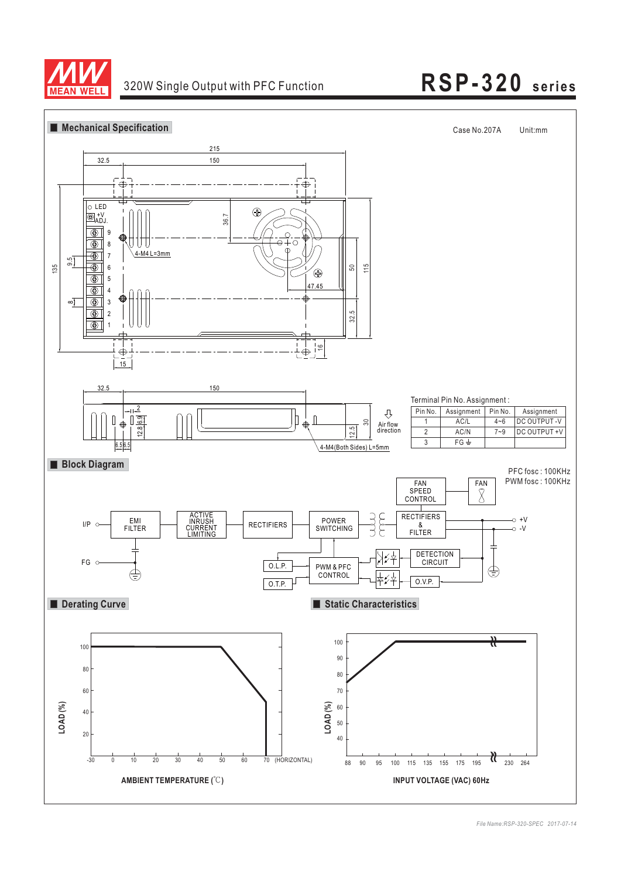MEAN WELL

320W Single Output with PFC Function

# RSP-320 series

## Mechanical Specification

Case No.207A Unit:mm

215
32.5
150
LED
+V ADJ.
9
8
7
6
5
4
3
2
1
4-M4 L=3mm
36.7
47.45
50
115
32.5
135
9.5
8
16
15

32.5
150
2
6.9
12.8
6.5 6.5
30
12.5
Air flow direction
4-M4(Both Sides) L=5mm

Terminal Pin No. Assignment :

| Pin No. | Assignment | Pin No. | Assignment |
|---|---|---|---|
| 1 | AC/L | 4~6 | DC OUTPUT -V |
| 2 | AC/N | 7~9 | DC OUTPUT +V |
| 3 | FG ⏚ | | |

## Block Diagram

PFC fosc : 100KHz
PWM fosc : 100KHz

I/P
FG
EMI FILTER
ACTIVE INRUSH CURRENT LIMITING
RECTIFIERS
POWER SWITCHING
RECTIFIERS & FILTER
FAN SPEED CONTROL
FAN
+V
-V
DETECTION CIRCUIT
O.V.P.
O.L.P.
O.T.P.
PWM & PFC CONTROL

## Derating Curve

LOAD (%)
100
80
60
40
20
-30 0 10 20 30 40 50 60 70 (HORIZONTAL)
AMBIENT TEMPERATURE (℃)

## Static Characteristics

LOAD (%)
100
90
80
70
60
50
40
88 90 95 100 115 135 155 175 195 230 264
INPUT VOLTAGE (VAC) 60Hz

*File Name:RSP-320-SPEC 2017-07-14*